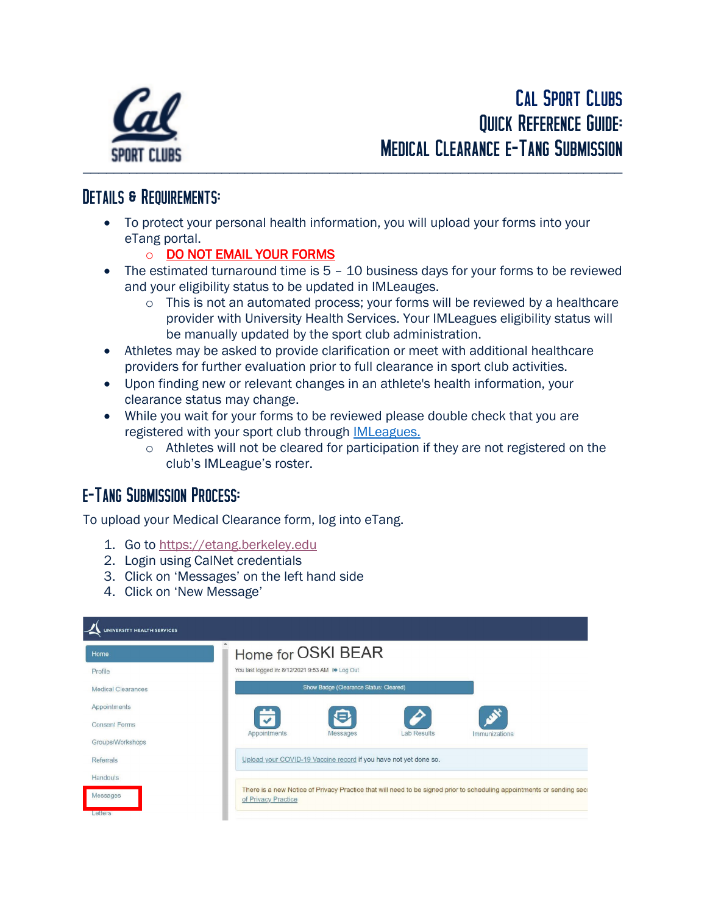# Cal Sport Clubs Quick Reference Guide: Medical Clearance E-Tang Submission

## Details & Requirements:

- To protect your personal health information, you will upload your forms into your eTang portal.
  - DO NOT EMAIL YOUR FORMS
- The estimated turnaround time is 5 – 10 business days for your forms to be reviewed and your eligibility status to be updated in IMLeauges.
  - This is not an automated process; your forms will be reviewed by a healthcare provider with University Health Services. Your IMLeagues eligibility status will be manually updated by the sport club administration.
- Athletes may be asked to provide clarification or meet with additional healthcare providers for further evaluation prior to full clearance in sport club activities.
- Upon finding new or relevant changes in an athlete's health information, your clearance status may change.
- While you wait for your forms to be reviewed please double check that you are registered with your sport club through IMLeagues.
  - Athletes will not be cleared for participation if they are not registered on the club's IMLeague's roster.

## E-Tang Submission Process:

To upload your Medical Clearance form, log into eTang.

1. Go to https://etang.berkeley.edu
2. Login using CalNet credentials
3. Click on 'Messages' on the left hand side
4. Click on 'New Message'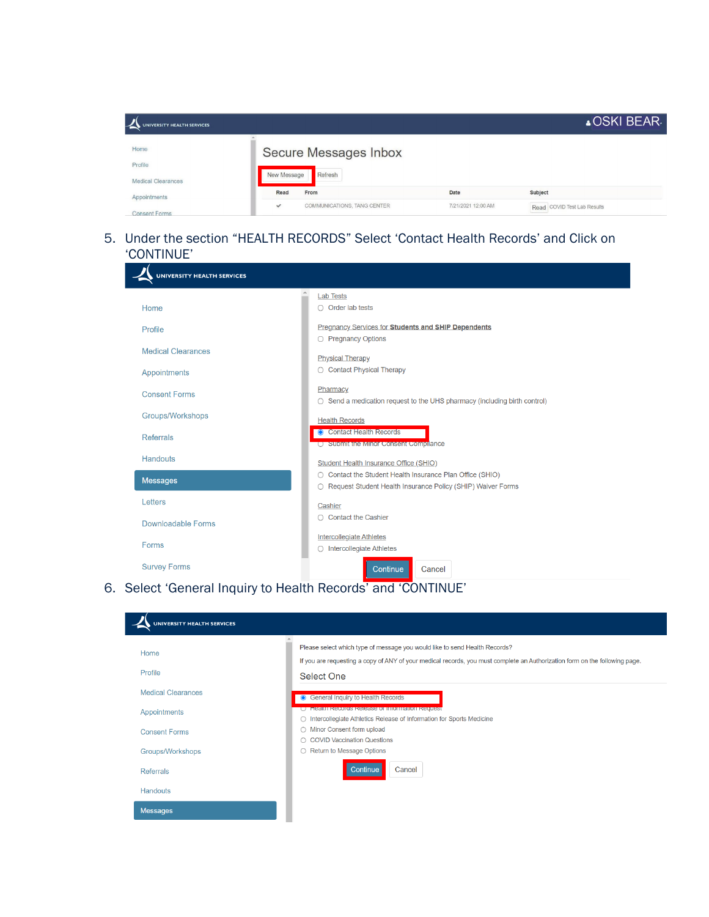5. Under the section "HEALTH RECORDS" Select 'Contact Health Records' and Click on 'CONTINUE'

6. Select 'General Inquiry to Health Records' and 'CONTINUE'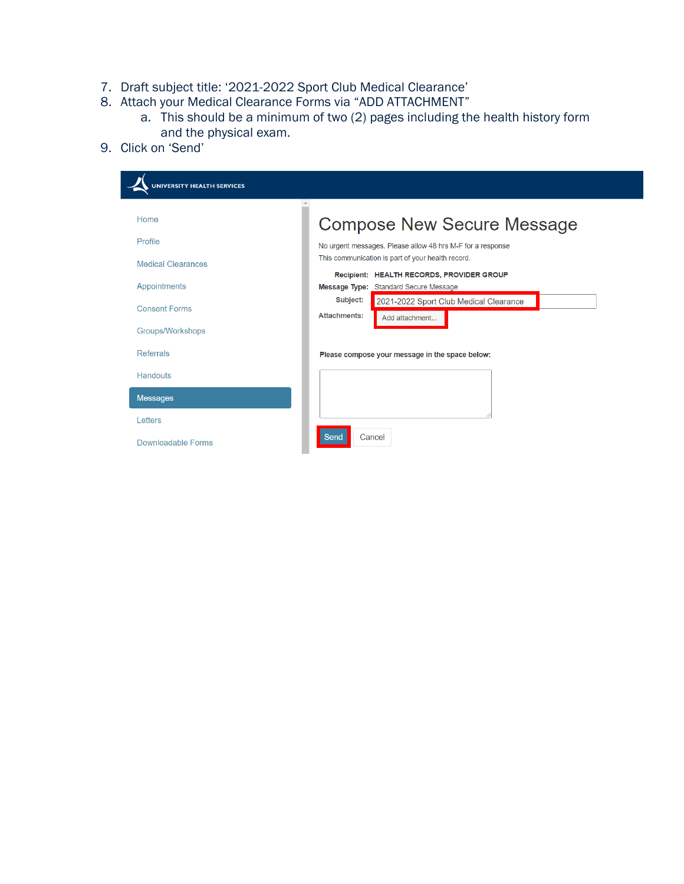7. Draft subject title: '2021-2022 Sport Club Medical Clearance'
8. Attach your Medical Clearance Forms via "ADD ATTACHMENT"
    a. This should be a minimum of two (2) pages including the health history form and the physical exam.
9. Click on 'Send'

UNIVERSITY HEALTH SERVICES

Home

Profile

Medical Clearances

Appointments

Consent Forms

Groups/Workshops

Referrals

Handouts

Messages

Letters

Downloadable Forms

# Compose New Secure Message

No urgent messages. Please allow 48 hrs M-F for a response

This communication is part of your health record.

**Recipient:** HEALTH RECORDS, PROVIDER GROUP

**Message Type:** Standard Secure Message

**Subject:** 2021-2022 Sport Club Medical Clearance

**Attachments:** Add attachment...

**Please compose your message in the space below:**

Send Cancel